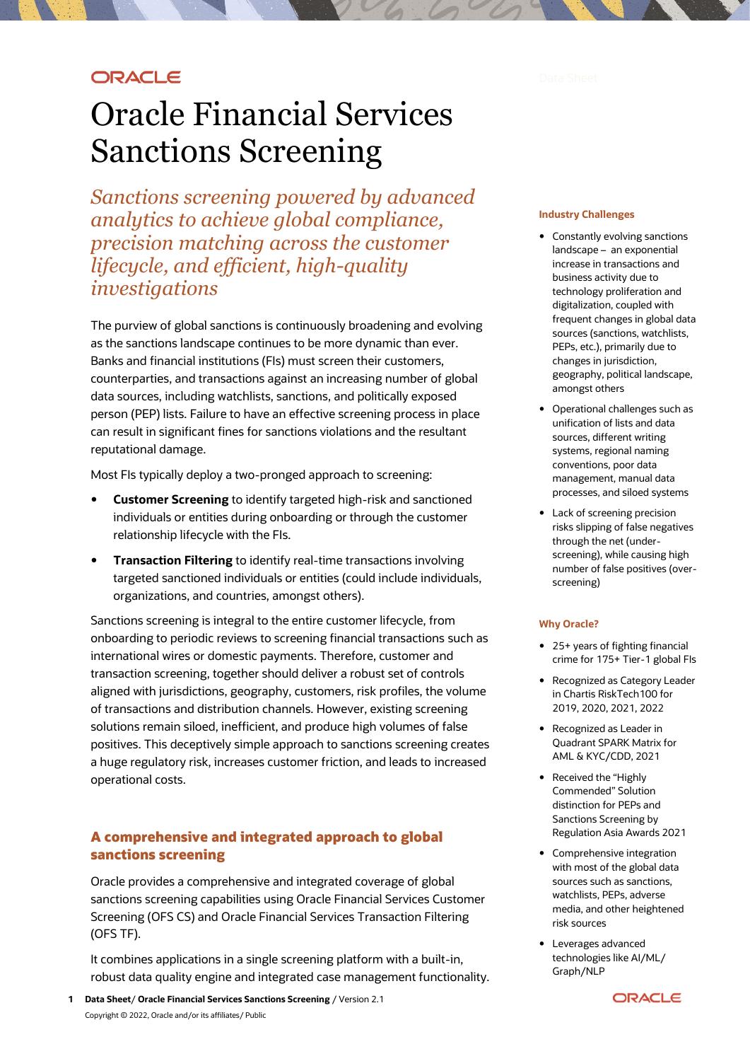ORACLE

# Oracle Financial Services Sanctions Screening

*Sanctions screening powered by advanced analytics to achieve global compliance, precision matching across the customer lifecycle, and efficient, high-quality investigations*

The purview of global sanctions is continuously broadening and evolving as the sanctions landscape continues to be more dynamic than ever. Banks and financial institutions (FIs) must screen their customers, counterparties, and transactions against an increasing number of global data sources, including watchlists, sanctions, and politically exposed person (PEP) lists. Failure to have an effective screening process in place can result in significant fines for sanctions violations and the resultant reputational damage.

Most FIs typically deploy a two-pronged approach to screening:

- **Customer Screening** to identify targeted high-risk and sanctioned individuals or entities during onboarding or through the customer relationship lifecycle with the FIs.
- **Transaction Filtering** to identify real-time transactions involving targeted sanctioned individuals or entities (could include individuals, organizations, and countries, amongst others).

Sanctions screening is integral to the entire customer lifecycle, from onboarding to periodic reviews to screening financial transactions such as international wires or domestic payments. Therefore, customer and transaction screening, together should deliver a robust set of controls aligned with jurisdictions, geography, customers, risk profiles, the volume of transactions and distribution channels. However, existing screening solutions remain siloed, inefficient, and produce high volumes of false positives. This deceptively simple approach to sanctions screening creates a huge regulatory risk, increases customer friction, and leads to increased operational costs.

## A comprehensive and integrated approach to global sanctions screening

Oracle provides a comprehensive and integrated coverage of global sanctions screening capabilities using Oracle Financial Services Customer Screening (OFS CS) and Oracle Financial Services Transaction Filtering (OFS TF).

It combines applications in a single screening platform with a built-in, robust data quality engine and integrated case management functionality.

### Industry Challenges

- Constantly evolving sanctions landscape – an exponential increase in transactions and business activity due to technology proliferation and digitalization, coupled with frequent changes in global data sources (sanctions, watchlists, PEPs, etc.), primarily due to changes in jurisdiction, geography, political landscape, amongst others
- Operational challenges such as unification of lists and data sources, different writing systems, regional naming conventions, poor data management, manual data processes, and siloed systems
- Lack of screening precision risks slipping of false negatives through the net (under-screening), while causing high number of false positives (over-screening)

### Why Oracle?

- 25+ years of fighting financial crime for 175+ Tier-1 global FIs
- Recognized as Category Leader in Chartis RiskTech100 for 2019, 2020, 2021, 2022
- Recognized as Leader in Quadrant SPARK Matrix for AML & KYC/CDD, 2021
- Received the "Highly Commended" Solution distinction for PEPs and Sanctions Screening by Regulation Asia Awards 2021
- Comprehensive integration with most of the global data sources such as sanctions, watchlists, PEPs, adverse media, and other heightened risk sources
- Leverages advanced technologies like AI/ML/Graph/NLP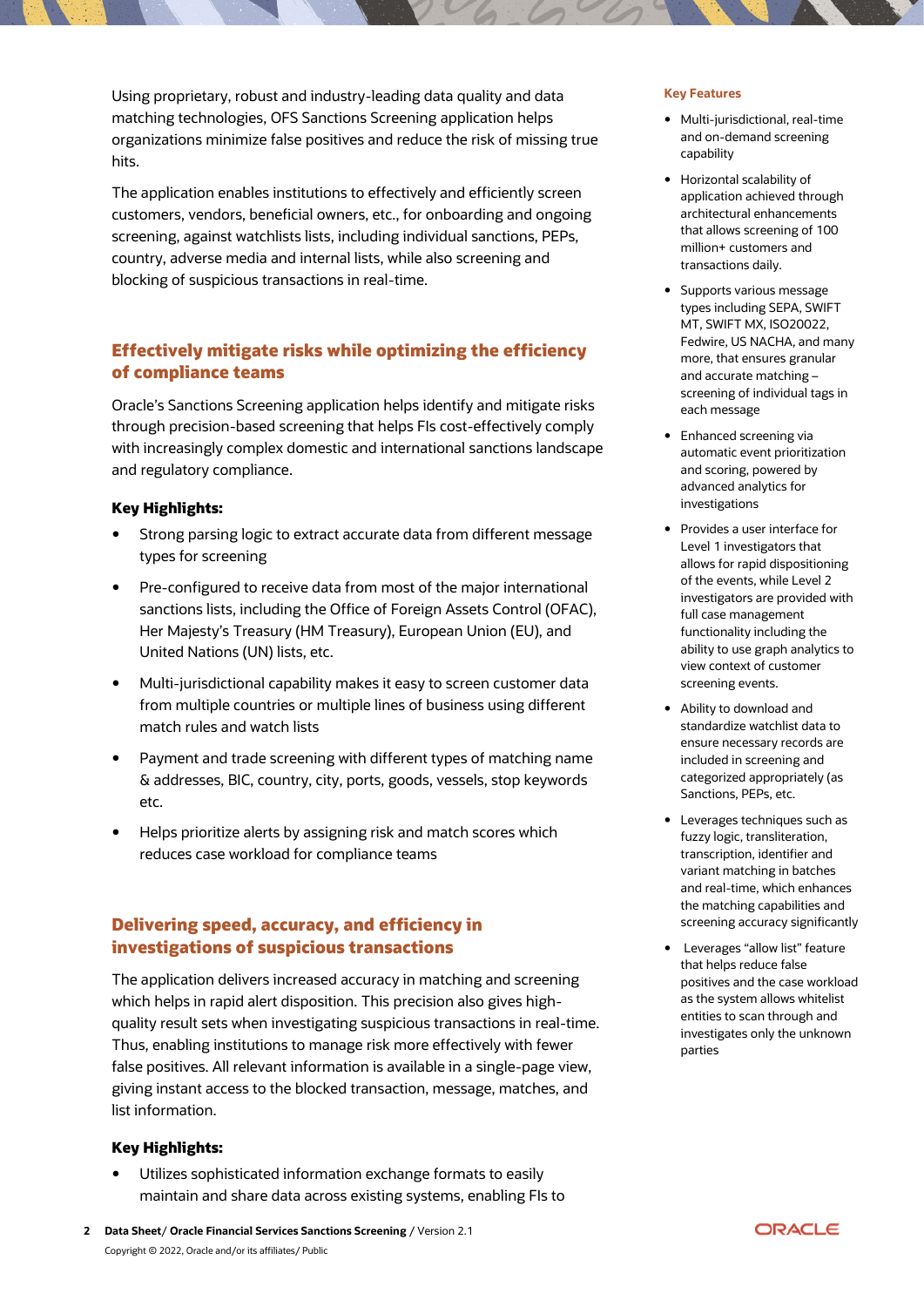Using proprietary, robust and industry-leading data quality and data matching technologies, OFS Sanctions Screening application helps organizations minimize false positives and reduce the risk of missing true hits.

The application enables institutions to effectively and efficiently screen customers, vendors, beneficial owners, etc., for onboarding and ongoing screening, against watchlists lists, including individual sanctions, PEPs, country, adverse media and internal lists, while also screening and blocking of suspicious transactions in real-time.

## Effectively mitigate risks while optimizing the efficiency of compliance teams

Oracle's Sanctions Screening application helps identify and mitigate risks through precision-based screening that helps FIs cost-effectively comply with increasingly complex domestic and international sanctions landscape and regulatory compliance.

**Key Highlights:**

- Strong parsing logic to extract accurate data from different message types for screening
- Pre-configured to receive data from most of the major international sanctions lists, including the Office of Foreign Assets Control (OFAC), Her Majesty's Treasury (HM Treasury), European Union (EU), and United Nations (UN) lists, etc.
- Multi-jurisdictional capability makes it easy to screen customer data from multiple countries or multiple lines of business using different match rules and watch lists
- Payment and trade screening with different types of matching name & addresses, BIC, country, city, ports, goods, vessels, stop keywords etc.
- Helps prioritize alerts by assigning risk and match scores which reduces case workload for compliance teams

## Delivering speed, accuracy, and efficiency in investigations of suspicious transactions

The application delivers increased accuracy in matching and screening which helps in rapid alert disposition. This precision also gives high-quality result sets when investigating suspicious transactions in real-time. Thus, enabling institutions to manage risk more effectively with fewer false positives. All relevant information is available in a single-page view, giving instant access to the blocked transaction, message, matches, and list information.

**Key Highlights:**

- Utilizes sophisticated information exchange formats to easily maintain and share data across existing systems, enabling FIs to

### Key Features

- Multi-jurisdictional, real-time and on-demand screening capability
- Horizontal scalability of application achieved through architectural enhancements that allows screening of 100 million+ customers and transactions daily.
- Supports various message types including SEPA, SWIFT MT, SWIFT MX, ISO20022, Fedwire, US NACHA, and many more, that ensures granular and accurate matching – screening of individual tags in each message
- Enhanced screening via automatic event prioritization and scoring, powered by advanced analytics for investigations
- Provides a user interface for Level 1 investigators that allows for rapid dispositioning of the events, while Level 2 investigators are provided with full case management functionality including the ability to use graph analytics to view context of customer screening events.
- Ability to download and standardize watchlist data to ensure necessary records are included in screening and categorized appropriately (as Sanctions, PEPs, etc.
- Leverages techniques such as fuzzy logic, transliteration, transcription, identifier and variant matching in batches and real-time, which enhances the matching capabilities and screening accuracy significantly
- Leverages "allow list" feature that helps reduce false positives and the case workload as the system allows whitelist entities to scan through and investigates only the unknown parties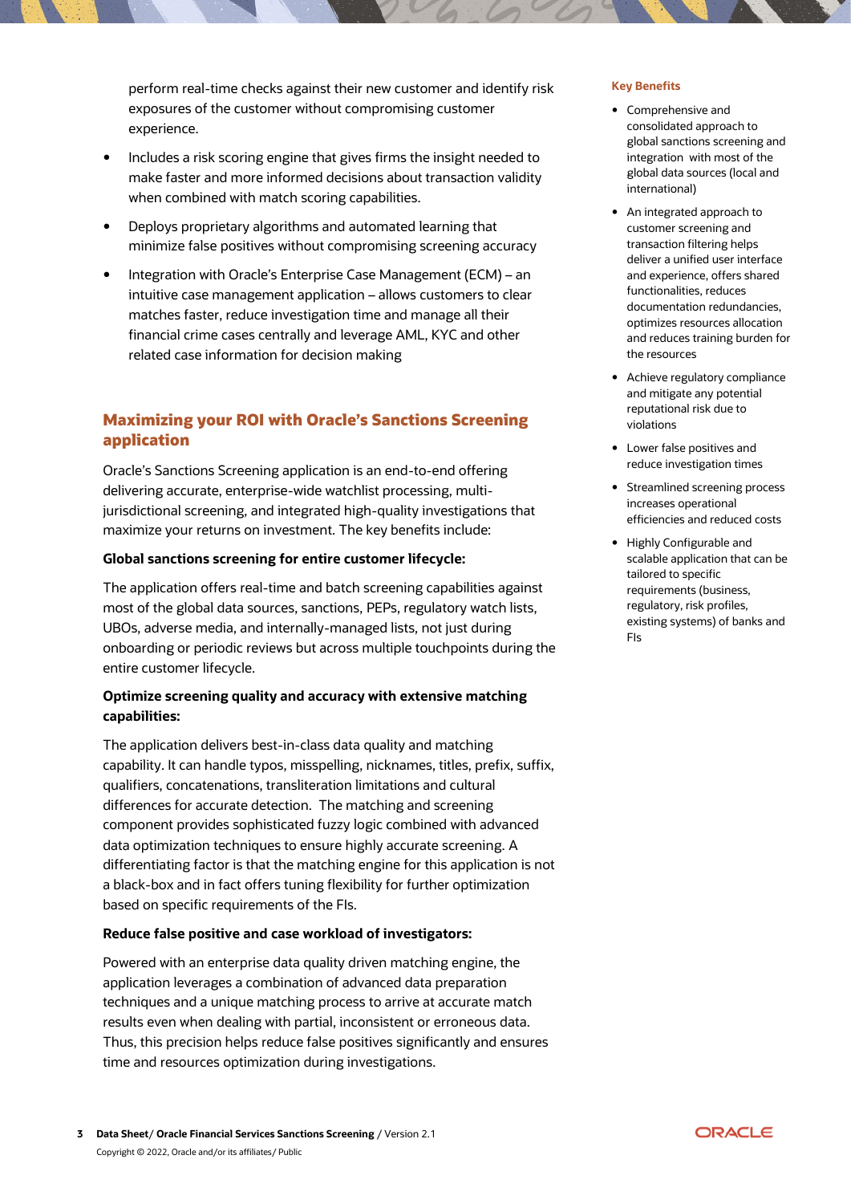perform real-time checks against their new customer and identify risk exposures of the customer without compromising customer experience.

- Includes a risk scoring engine that gives firms the insight needed to make faster and more informed decisions about transaction validity when combined with match scoring capabilities.
- Deploys proprietary algorithms and automated learning that minimize false positives without compromising screening accuracy
- Integration with Oracle's Enterprise Case Management (ECM) – an intuitive case management application – allows customers to clear matches faster, reduce investigation time and manage all their financial crime cases centrally and leverage AML, KYC and other related case information for decision making

## Maximizing your ROI with Oracle's Sanctions Screening application

Oracle's Sanctions Screening application is an end-to-end offering delivering accurate, enterprise-wide watchlist processing, multi-jurisdictional screening, and integrated high-quality investigations that maximize your returns on investment. The key benefits include:

**Global sanctions screening for entire customer lifecycle:**

The application offers real-time and batch screening capabilities against most of the global data sources, sanctions, PEPs, regulatory watch lists, UBOs, adverse media, and internally-managed lists, not just during onboarding or periodic reviews but across multiple touchpoints during the entire customer lifecycle.

**Optimize screening quality and accuracy with extensive matching capabilities:**

The application delivers best-in-class data quality and matching capability. It can handle typos, misspelling, nicknames, titles, prefix, suffix, qualifiers, concatenations, transliteration limitations and cultural differences for accurate detection. The matching and screening component provides sophisticated fuzzy logic combined with advanced data optimization techniques to ensure highly accurate screening. A differentiating factor is that the matching engine for this application is not a black-box and in fact offers tuning flexibility for further optimization based on specific requirements of the FIs.

**Reduce false positive and case workload of investigators:**

Powered with an enterprise data quality driven matching engine, the application leverages a combination of advanced data preparation techniques and a unique matching process to arrive at accurate match results even when dealing with partial, inconsistent or erroneous data. Thus, this precision helps reduce false positives significantly and ensures time and resources optimization during investigations.

### Key Benefits

- Comprehensive and consolidated approach to global sanctions screening and integration with most of the global data sources (local and international)
- An integrated approach to customer screening and transaction filtering helps deliver a unified user interface and experience, offers shared functionalities, reduces documentation redundancies, optimizes resources allocation and reduces training burden for the resources
- Achieve regulatory compliance and mitigate any potential reputational risk due to violations
- Lower false positives and reduce investigation times
- Streamlined screening process increases operational efficiencies and reduced costs
- Highly Configurable and scalable application that can be tailored to specific requirements (business, regulatory, risk profiles, existing systems) of banks and FIs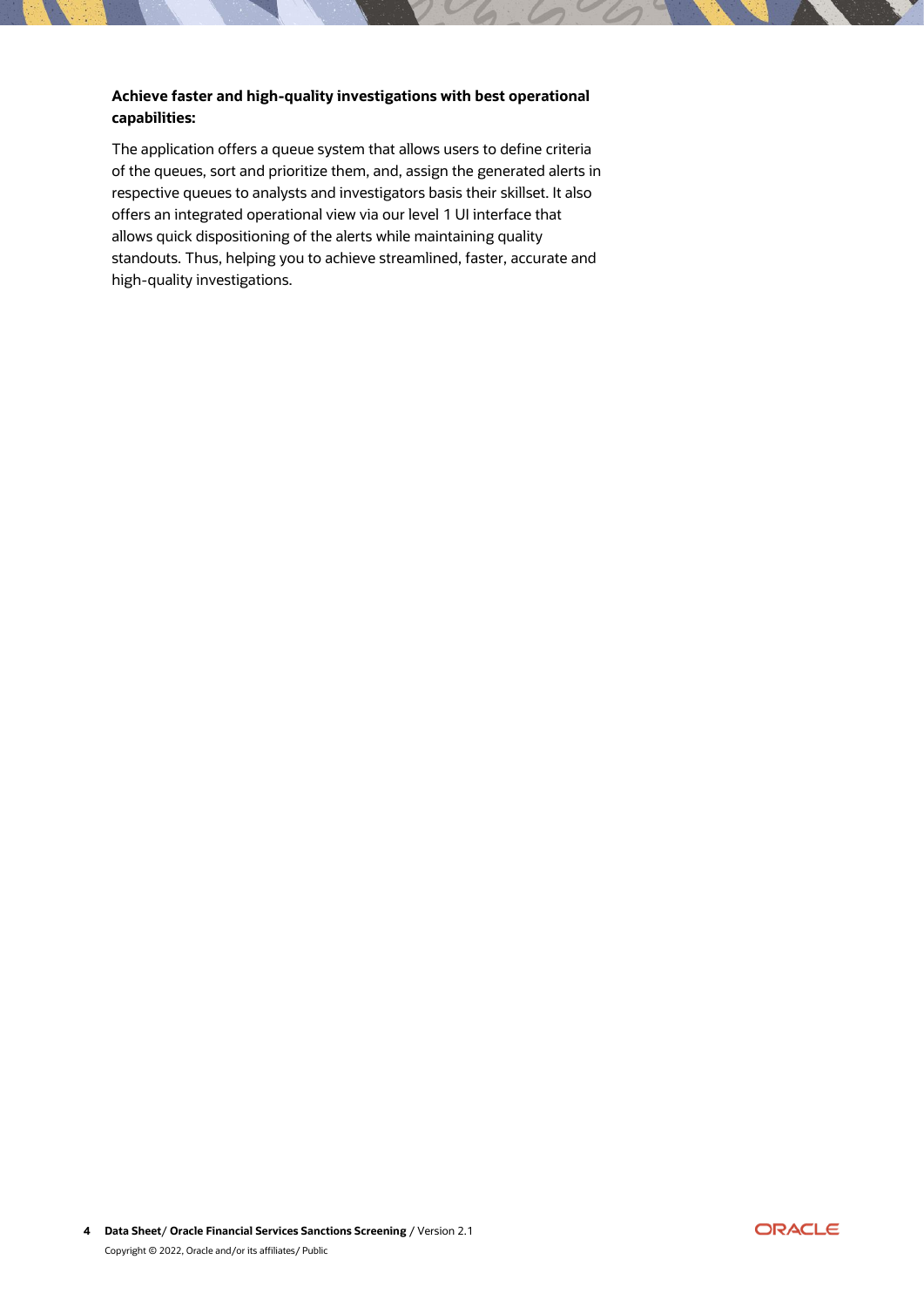**Achieve faster and high-quality investigations with best operational capabilities:**

The application offers a queue system that allows users to define criteria of the queues, sort and prioritize them, and, assign the generated alerts in respective queues to analysts and investigators basis their skillset. It also offers an integrated operational view via our level 1 UI interface that allows quick dispositioning of the alerts while maintaining quality standouts. Thus, helping you to achieve streamlined, faster, accurate and high-quality investigations.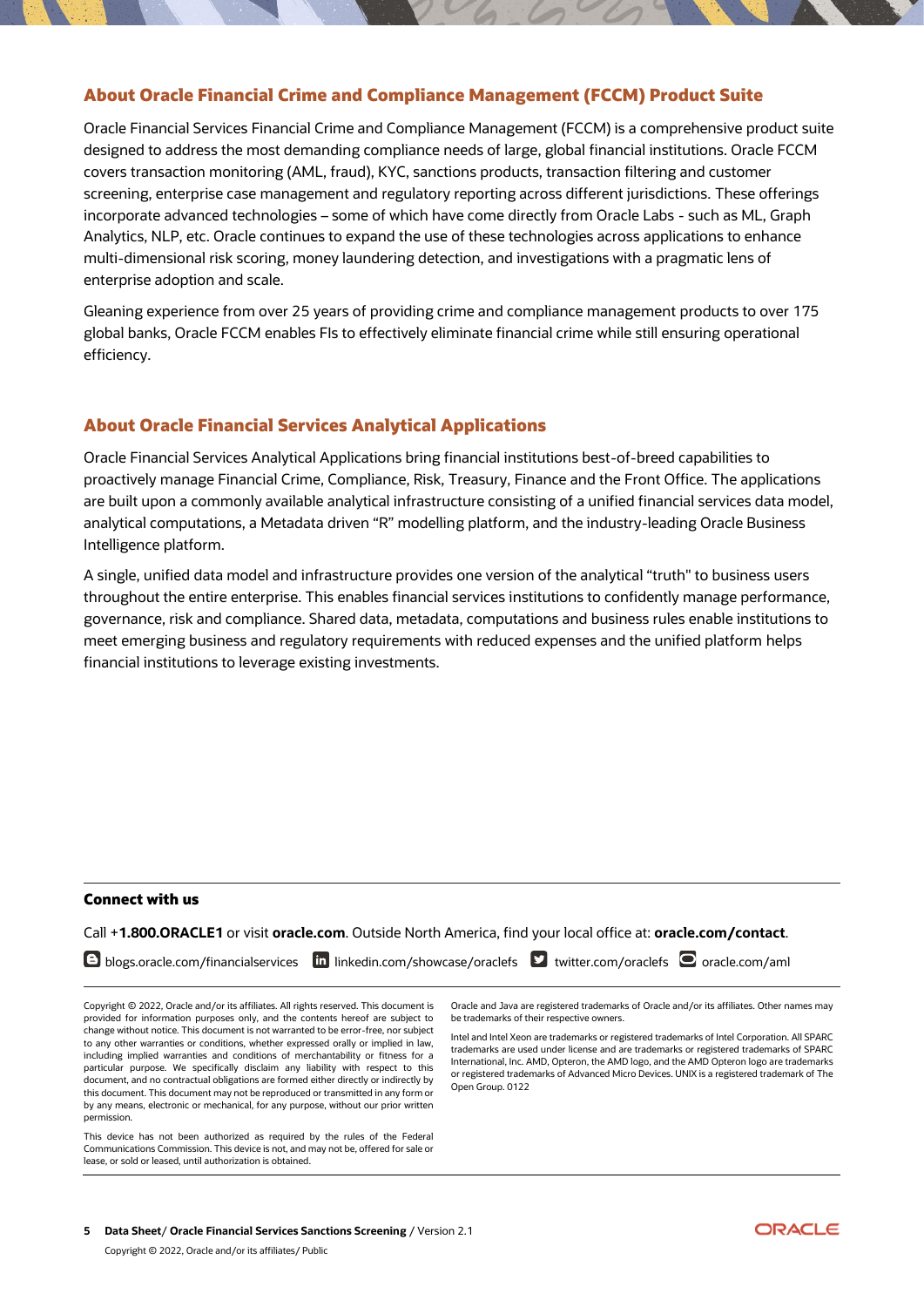## About Oracle Financial Crime and Compliance Management (FCCM) Product Suite

Oracle Financial Services Financial Crime and Compliance Management (FCCM) is a comprehensive product suite designed to address the most demanding compliance needs of large, global financial institutions. Oracle FCCM covers transaction monitoring (AML, fraud), KYC, sanctions products, transaction filtering and customer screening, enterprise case management and regulatory reporting across different jurisdictions. These offerings incorporate advanced technologies – some of which have come directly from Oracle Labs - such as ML, Graph Analytics, NLP, etc. Oracle continues to expand the use of these technologies across applications to enhance multi-dimensional risk scoring, money laundering detection, and investigations with a pragmatic lens of enterprise adoption and scale.

Gleaning experience from over 25 years of providing crime and compliance management products to over 175 global banks, Oracle FCCM enables FIs to effectively eliminate financial crime while still ensuring operational efficiency.

## About Oracle Financial Services Analytical Applications

Oracle Financial Services Analytical Applications bring financial institutions best-of-breed capabilities to proactively manage Financial Crime, Compliance, Risk, Treasury, Finance and the Front Office. The applications are built upon a commonly available analytical infrastructure consisting of a unified financial services data model, analytical computations, a Metadata driven "R" modelling platform, and the industry-leading Oracle Business Intelligence platform.

A single, unified data model and infrastructure provides one version of the analytical "truth" to business users throughout the entire enterprise. This enables financial services institutions to confidently manage performance, governance, risk and compliance. Shared data, metadata, computations and business rules enable institutions to meet emerging business and regulatory requirements with reduced expenses and the unified platform helps financial institutions to leverage existing investments.

**Connect with us**

Call +**1.800.ORACLE1** or visit **oracle.com**. Outside North America, find your local office at: **oracle.com/contact**.

blogs.oracle.com/financialservices   linkedin.com/showcase/oraclefs   twitter.com/oraclefs   oracle.com/aml

Copyright © 2022, Oracle and/or its affiliates. All rights reserved. This document is provided for information purposes only, and the contents hereof are subject to change without notice. This document is not warranted to be error-free, nor subject to any other warranties or conditions, whether expressed orally or implied in law, including implied warranties and conditions of merchantability or fitness for a particular purpose. We specifically disclaim any liability with respect to this document, and no contractual obligations are formed either directly or indirectly by this document. This document may not be reproduced or transmitted in any form or by any means, electronic or mechanical, for any purpose, without our prior written permission.

This device has not been authorized as required by the rules of the Federal Communications Commission. This device is not, and may not be, offered for sale or lease, or sold or leased, until authorization is obtained.

Oracle and Java are registered trademarks of Oracle and/or its affiliates. Other names may be trademarks of their respective owners.

Intel and Intel Xeon are trademarks or registered trademarks of Intel Corporation. All SPARC trademarks are used under license and are trademarks or registered trademarks of SPARC International, Inc. AMD, Opteron, the AMD logo, and the AMD Opteron logo are trademarks or registered trademarks of Advanced Micro Devices. UNIX is a registered trademark of The Open Group. 0122